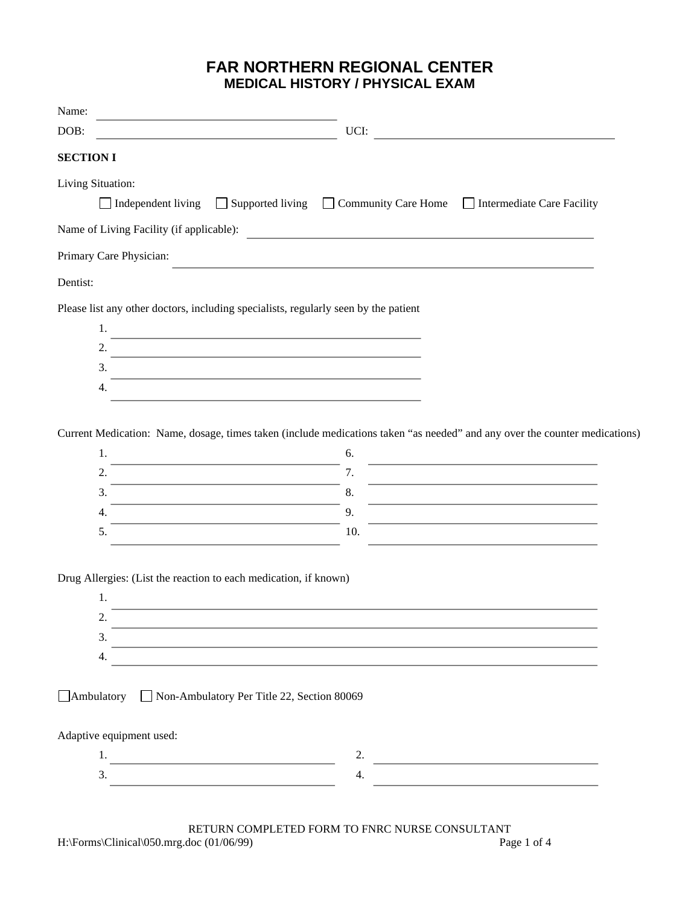# FAR NORTHERN REGIONAL CENTER
## MEDICAL HISTORY / PHYSICAL EXAM

Name: ______________________________

DOB: ______________________________ UCI: ______________________________

**SECTION I**

Living Situation:

☐ Independent living ☐ Supported living ☐ Community Care Home ☐ Intermediate Care Facility

Name of Living Facility (if applicable): ______________________________

Primary Care Physician: ______________________________

Dentist:

Please list any other doctors, including specialists, regularly seen by the patient

1. ______________________________
2. ______________________________
3. ______________________________
4. ______________________________

Current Medication: Name, dosage, times taken (include medications taken "as needed" and any over the counter medications)

1. ______________________________ 6. ______________________________
2. ______________________________ 7. ______________________________
3. ______________________________ 8. ______________________________
4. ______________________________ 9. ______________________________
5. ______________________________ 10. ______________________________

Drug Allergies: (List the reaction to each medication, if known)

1. ______________________________
2. ______________________________
3. ______________________________
4. ______________________________

☐ Ambulatory ☐ Non-Ambulatory Per Title 22, Section 80069

Adaptive equipment used:

1. ______________________________ 2. ______________________________
3. ______________________________ 4. ______________________________

RETURN COMPLETED FORM TO FNRC NURSE CONSULTANT

H:\Forms\Clinical\050.mrg.doc (01/06/99)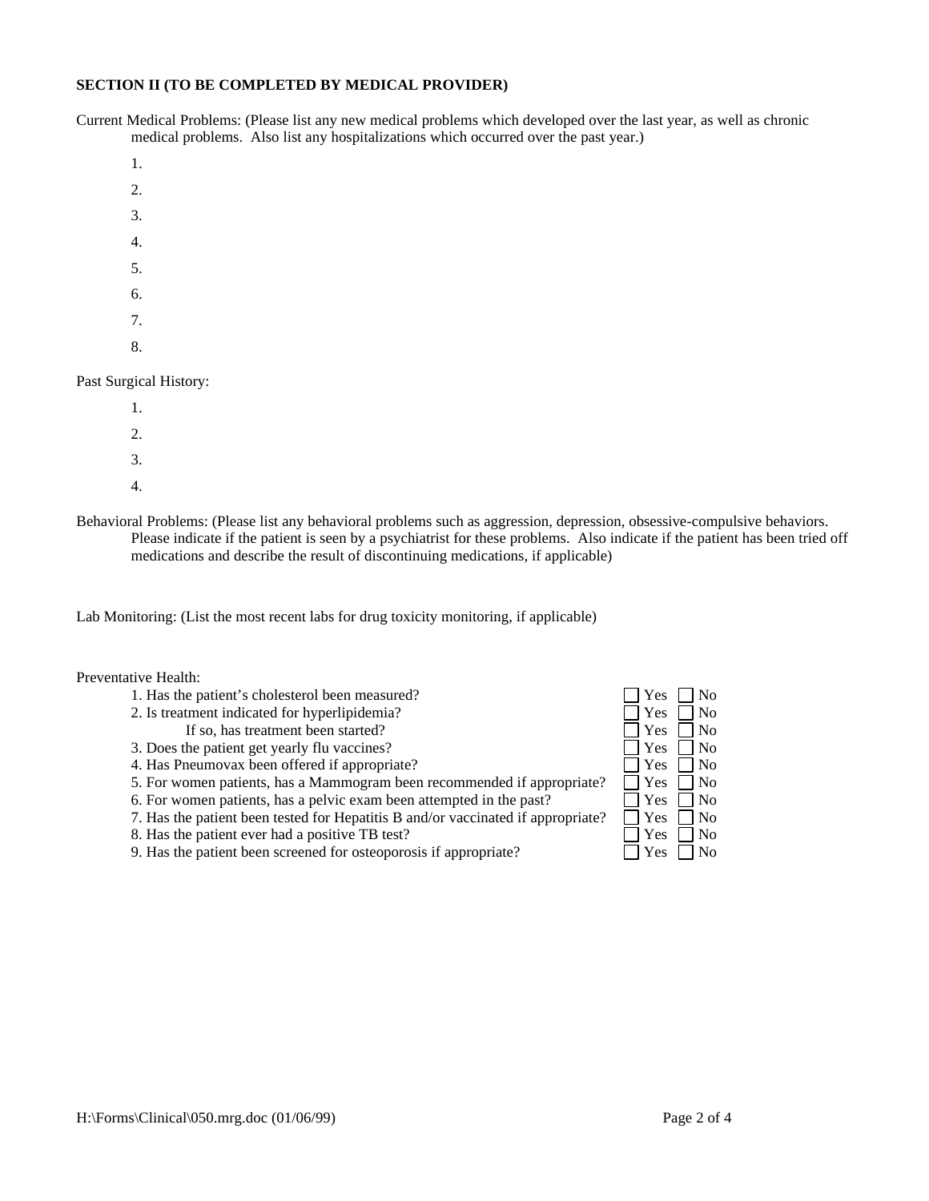**SECTION II (TO BE COMPLETED BY MEDICAL PROVIDER)**

Current Medical Problems: (Please list any new medical problems which developed over the last year, as well as chronic medical problems. Also list any hospitalizations which occurred over the past year.)

1.
2.
3.
4.
5.
6.
7.
8.

Past Surgical History:

1.
2.
3.
4.

Behavioral Problems: (Please list any behavioral problems such as aggression, depression, obsessive-compulsive behaviors. Please indicate if the patient is seen by a psychiatrist for these problems. Also indicate if the patient has been tried off medications and describe the result of discontinuing medications, if applicable)

Lab Monitoring: (List the most recent labs for drug toxicity monitoring, if applicable)

Preventative Health:

1. Has the patient's cholesterol been measured? ☐ Yes ☐ No
2. Is treatment indicated for hyperlipidemia? ☐ Yes ☐ No
   If so, has treatment been started? ☐ Yes ☐ No
3. Does the patient get yearly flu vaccines? ☐ Yes ☐ No
4. Has Pneumovax been offered if appropriate? ☐ Yes ☐ No
5. For women patients, has a Mammogram been recommended if appropriate? ☐ Yes ☐ No
6. For women patients, has a pelvic exam been attempted in the past? ☐ Yes ☐ No
7. Has the patient been tested for Hepatitis B and/or vaccinated if appropriate? ☐ Yes ☐ No
8. Has the patient ever had a positive TB test? ☐ Yes ☐ No
9. Has the patient been screened for osteoporosis if appropriate? ☐ Yes ☐ No

H:\Forms\Clinical\050.mrg.doc (01/06/99)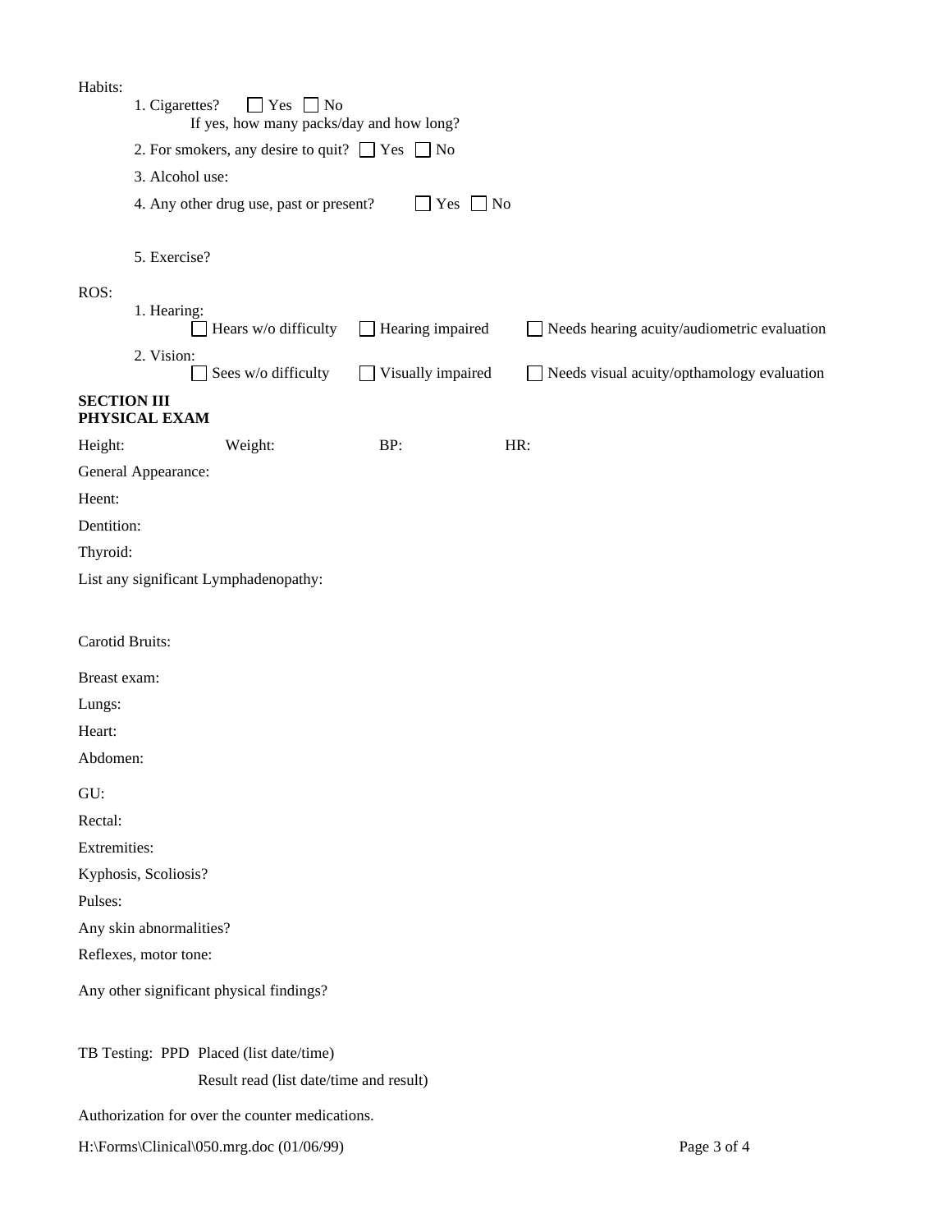Habits:

1. Cigarettes? ☐ Yes ☐ No
   If yes, how many packs/day and how long?
2. For smokers, any desire to quit? ☐ Yes ☐ No
3. Alcohol use:
4. Any other drug use, past or present? ☐ Yes ☐ No
5. Exercise?

ROS:

1. Hearing:
   ☐ Hears w/o difficulty ☐ Hearing impaired ☐ Needs hearing acuity/audiometric evaluation
2. Vision:
   ☐ Sees w/o difficulty ☐ Visually impaired ☐ Needs visual acuity/opthamology evaluation

**SECTION III**
**PHYSICAL EXAM**

Height: Weight: BP: HR:

General Appearance:

Heent:

Dentition:

Thyroid:

List any significant Lymphadenopathy:

Carotid Bruits:

Breast exam:

Lungs:

Heart:

Abdomen:

GU:

Rectal:

Extremities:

Kyphosis, Scoliosis?

Pulses:

Any skin abnormalities?

Reflexes, motor tone:

Any other significant physical findings?

TB Testing: PPD Placed (list date/time)

Result read (list date/time and result)

Authorization for over the counter medications.

H:\Forms\Clinical\050.mrg.doc (01/06/99)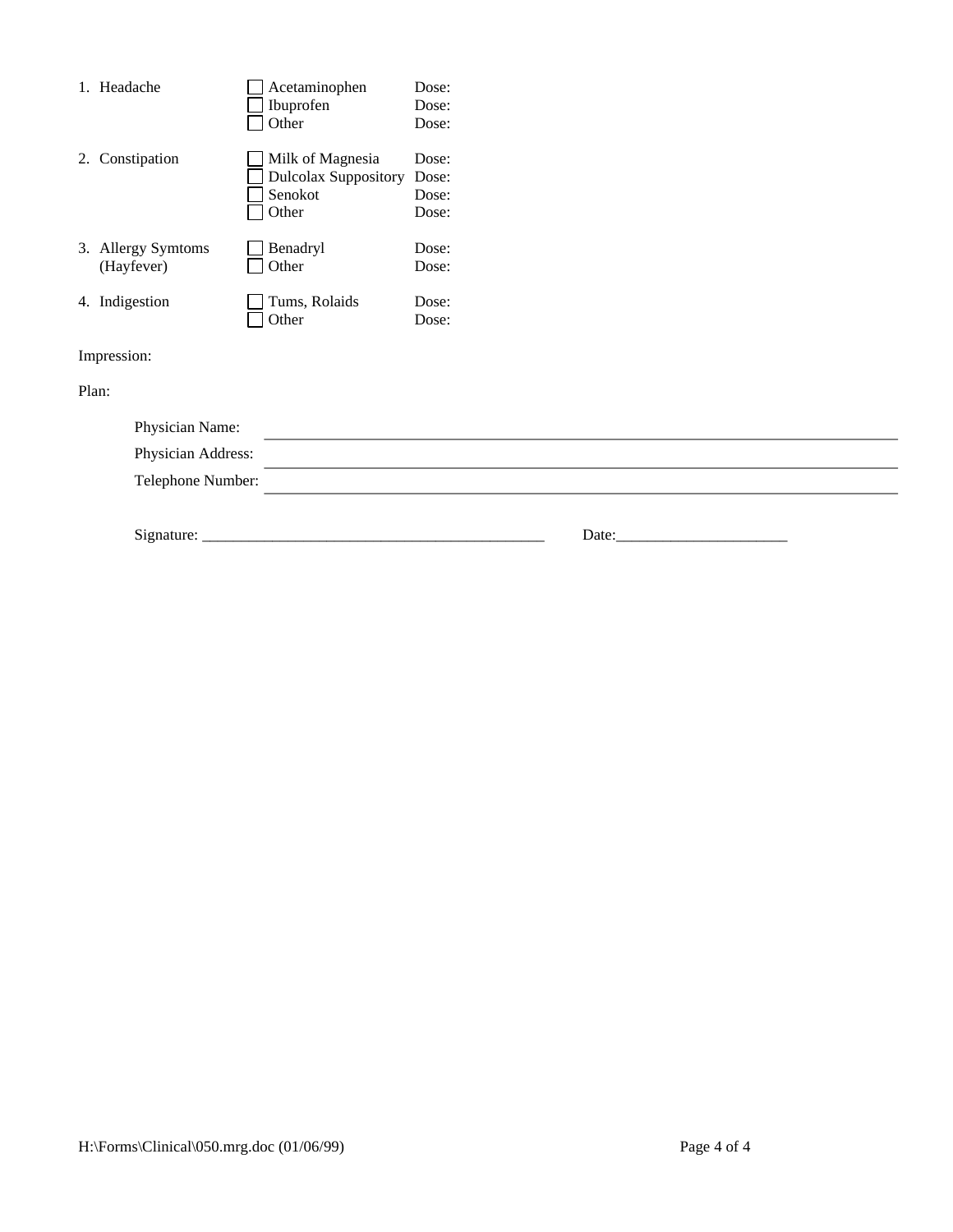| | | |
|---|---|---|
| 1. Headache | ☐ Acetaminophen | Dose: |
| | ☐ Ibuprofen | Dose: |
| | ☐ Other | Dose: |
| 2. Constipation | ☐ Milk of Magnesia | Dose: |
| | ☐ Dulcolax Suppository | Dose: |
| | ☐ Senokot | Dose: |
| | ☐ Other | Dose: |
| 3. Allergy Symtoms (Hayfever) | ☐ Benadryl | Dose: |
| | ☐ Other | Dose: |
| 4. Indigestion | ☐ Tums, Rolaids | Dose: |
| | ☐ Other | Dose: |

Impression:

Plan:

Physician Name: ______________________________

Physician Address: ______________________________

Telephone Number: ______________________________

Signature: ______________________________ Date: ____________________

H:\Forms\Clinical\050.mrg.doc (01/06/99)